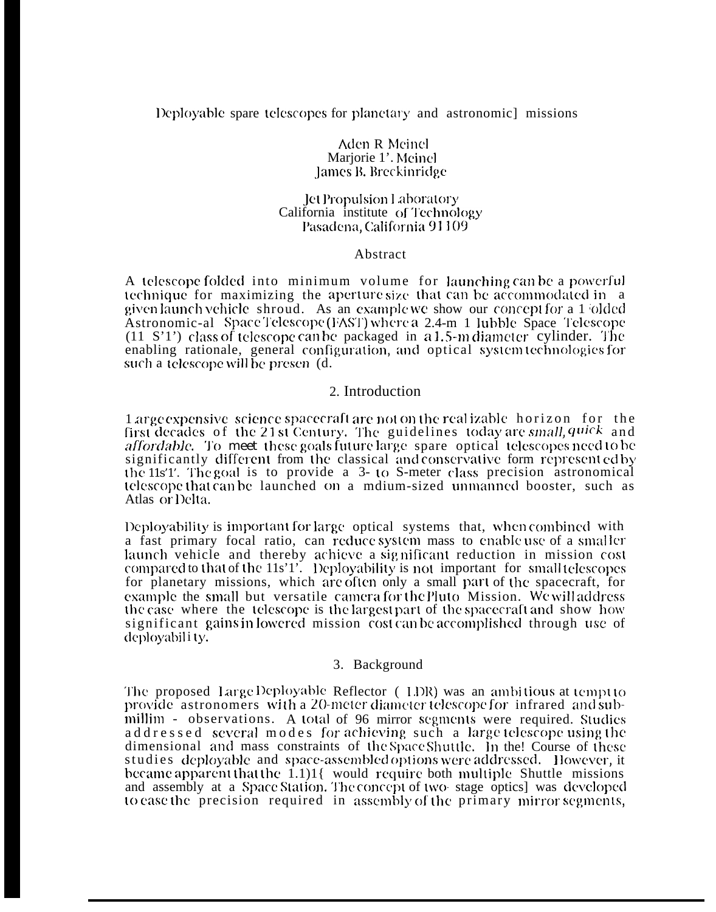# Deployable spare telescopes for planetary and astronomic] missions

Aden R Meinel
Marjorie 1'. Meinel
James B. Breckinridge

Jet Propulsion Laboratory
California institute of Technology
Pasadena, California 91109

## Abstract

A telescope folded into minimum volume for launching can be a powerful technique for maximizing the aperture size that can be accommodated in a given launch vehicle shroud. As an example we show our concept for a 1 'olded Astronomic-al Space Telescope (FAST) where a 2.4-m 1 lubble Space Telescope (11 S'1') class of telescope can be packaged in a 1.5-m diameter cylinder. The enabling rationale, general configuration, and optical system technologies for such a telescope will be presen (d.

## 2. Introduction

1 arge expensive science spacecraft are not on the real izable horizon for the first decades of the 21st Century. The guidelines today are *small, quick* and *affordable*. To meet these goals future large spare optical telescopes need to be significantly different from the classical and conservative form represent ed by the 11s'1'. The goal is to provide a 3- to S-meter class precision astronomical telescope that can be launched on a mdium-sized unmanned booster, such as Atlas or Delta.

Deployability is important for large optical systems that, when combined with a fast primary focal ratio, can reduce system mass to enable use of a smaller launch vehicle and thereby achieve a significant reduction in mission cost compared to that of the 11s'1'. Deployability is not important for small telescopes for planetary missions, which are often only a small part of the spacecraft, for example the small but versatile camera for the Pluto Mission. We will address the case where the telescope is the largest part of the spacecraft and show how significant gains in lowered mission cost can be accomplished through use of deployabil i ty.

## 3. Background

The proposed Large Deployable Reflector ( 1.DR) was an ambitious at tempt to provide astronomers with a 20-meter diameter telescope for infrared and sub-millim - observations. A total of 96 mirror segments were required. Studies addressed several modes for achieving such a large telescope using the dimensional and mass constraints of the Space Shuttle. In the! Course of these studies deployable and space-assembled options were addressed. However, it became apparent that the 1.1)1{ would require both multiple Shuttle missions and assembly at a Space Station. The concept of two- stage optics] was developed to ease the precision required in assembly of the primary mirror segments,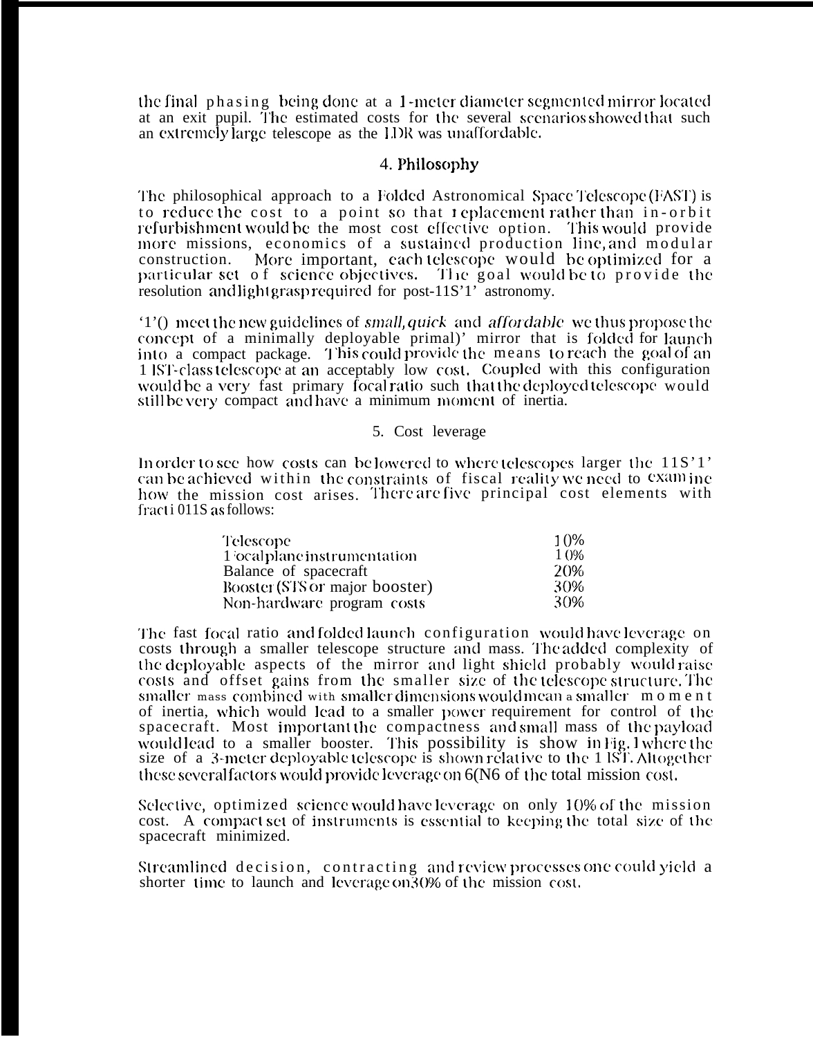the final phasing being done at a 1-meter diameter segmented mirror located at an exit pupil. The estimated costs for the several scenarios showed that such an extremely large telescope as the LDR was unaffordable.

## 4. Philosophy

The philosophical approach to a Folded Astronomical Space Telescope (FAST) is to reduce the cost to a point so that replacement rather than in-orbit refurbishment would be the most cost effective option. This would provide more missions, economics of a sustained production line, and modular construction. More important, each telescope would be optimized for a particular set of science objectives. The goal would be to provide the resolution and light grasp required for post-HST astronomy.

To meet the new guidelines of *small, quick* and *affordable* we thus propose the concept of a minimally deployable primary mirror that is folded for launch into a compact package. This could provide the means to reach the goal of an HST-class telescope at an acceptably low cost. Coupled with this configuration would be a very fast primary focal ratio such that the deployed telescope would still be very compact and have a minimum moment of inertia.

## 5. Cost leverage

In order to see how costs can be lowered to where telescopes larger the HST can be achieved within the constraints of fiscal reality we need to examine how the mission cost arises. There are five principal cost elements with fractions as follows:

| | |
|---|---|
| Telescope | 10% |
| Focal plane instrumentation | 10% |
| Balance of spacecraft | 20% |
| Booster (STS or major booster) | 30% |
| Non-hardware program costs | 30% |

The fast focal ratio and folded launch configuration would have leverage on costs through a smaller telescope structure and mass. The added complexity of the deployable aspects of the mirror and light shield probably would raise costs and offset gains from the smaller size of the telescope structure. The smaller mass combined with smaller dimensions would mean a smaller moment of inertia, which would lead to a smaller power requirement for control of the spacecraft. Most important the compactness and small mass of the payload would lead to a smaller booster. This possibility is show in Fig. 1 where the size of a 3-meter deployable telescope is shown relative to the HST. Altogether these several factors would provide leverage on 60% of the total mission cost.

Selective, optimized science would have leverage on only 10% of the mission cost. A compact set of instruments is essential to keeping the total size of the spacecraft minimized.

Streamlined decision, contracting and review processes one could yield a shorter time to launch and leverage on 30% of the mission cost.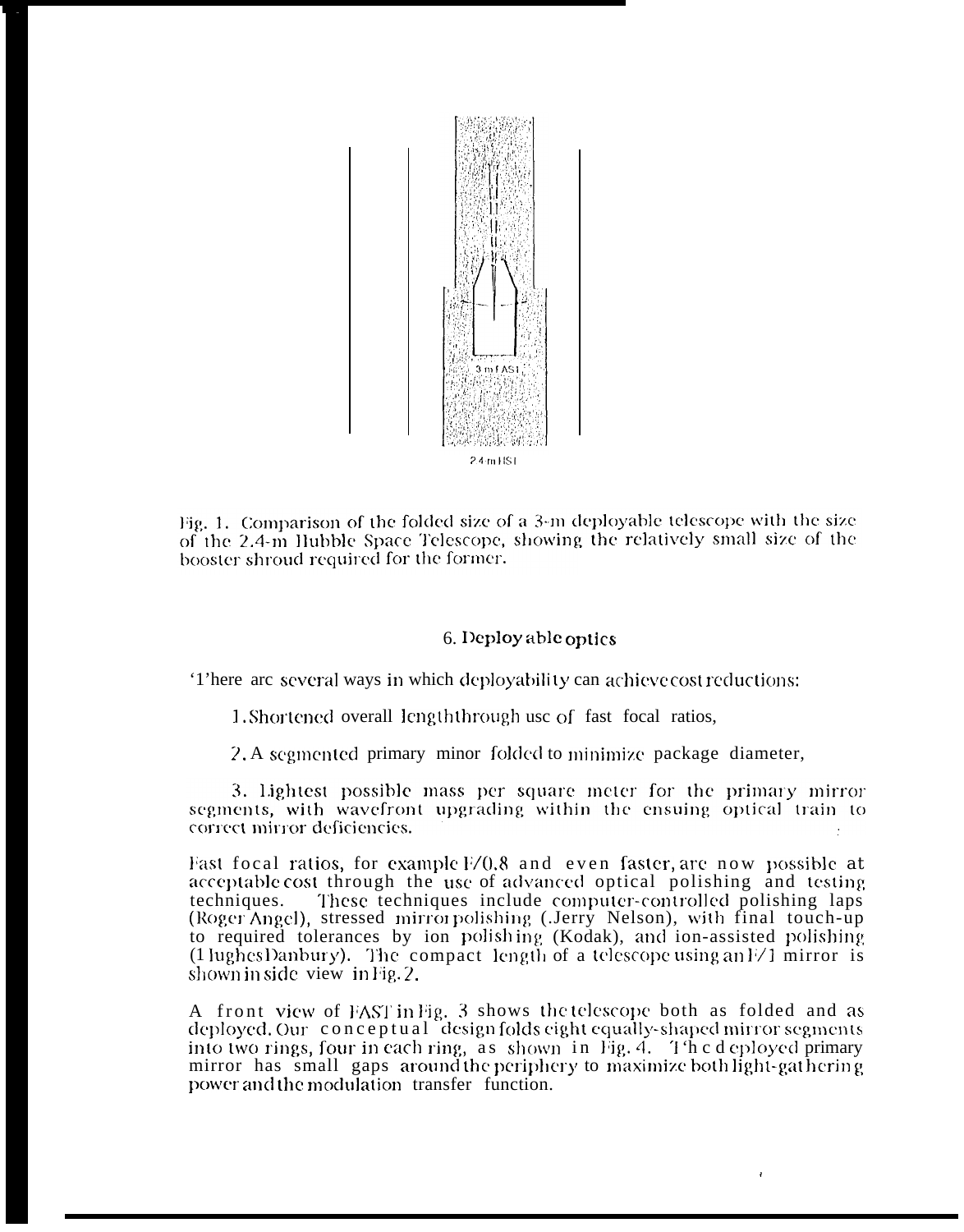Fig. 1. Comparison of the folded size of a 3-m deployable telescope with the size of the 2.4-m Hubble Space Telescope, showing the relatively small size of the booster shroud required for the former.

## 6. Deployable optics

There are several ways in which deployability can achieve cost reductions:

1. Shortened overall length through use of fast focal ratios,

2. A segmented primary mirror folded to minimize package diameter,

3. Lightest possible mass per square meter for the primary mirror segments, with wavefront upgrading within the ensuing optical train to correct mirror deficiencies.

Fast focal ratios, for example F/0.8 and even faster, are now possible at acceptable cost through the use of advanced optical polishing and testing techniques. These techniques include computer-controlled polishing laps (Roger Angel), stressed mirror polishing (Jerry Nelson), with final touch-up to required tolerances by ion polishing (Kodak), and ion-assisted polishing (Hughes Danbury). The compact length of a telescope using an F/1 mirror is shown in side view in Fig. 2.

A front view of FAST in Fig. 3 shows the telescope both as folded and as deployed. Our conceptual design folds eight equally-shaped mirror segments into two rings, four in each ring, as shown in Fig. 4. The deployed primary mirror has small gaps around the periphery to maximize both light-gathering power and the modulation transfer function.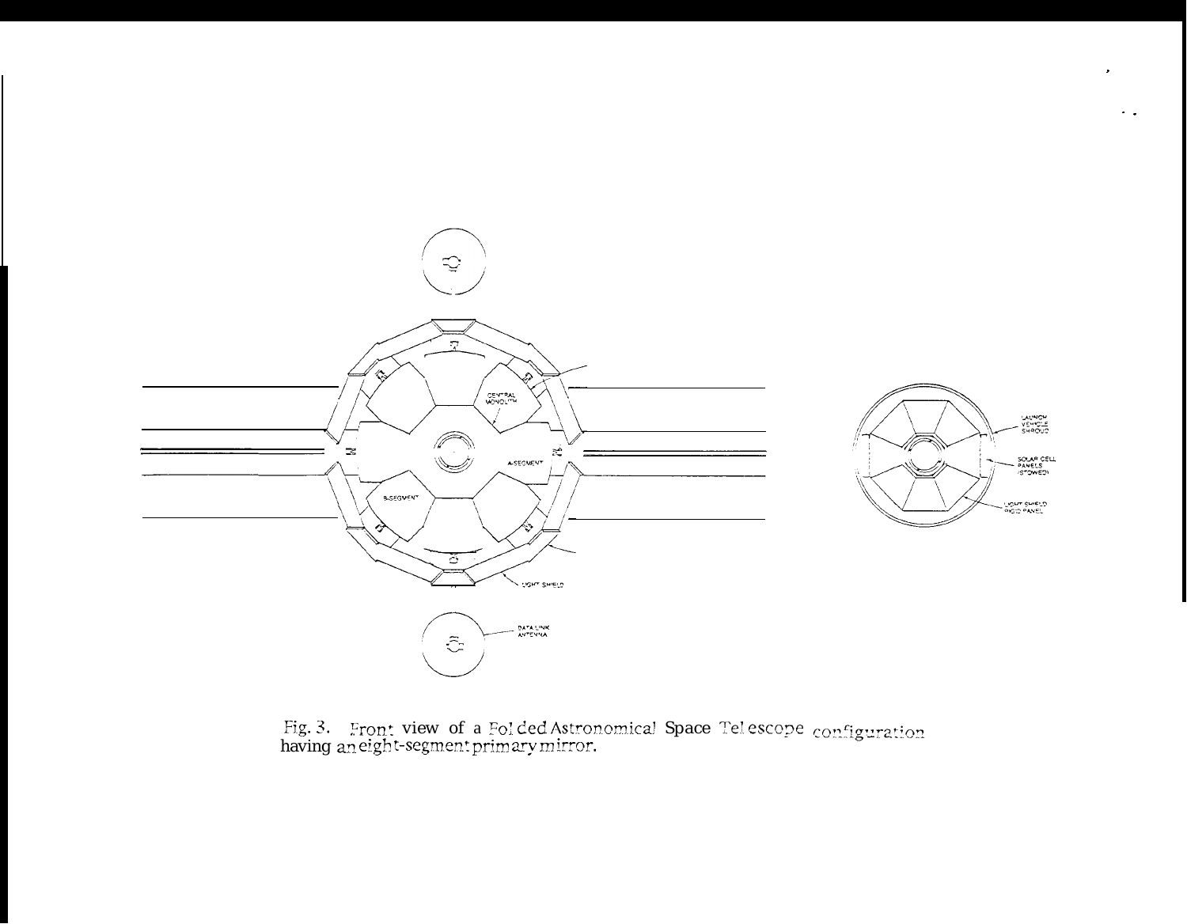Fig. 3. Front view of a Folded Astronomical Space Telescope configuration having an eight-segment primary mirror.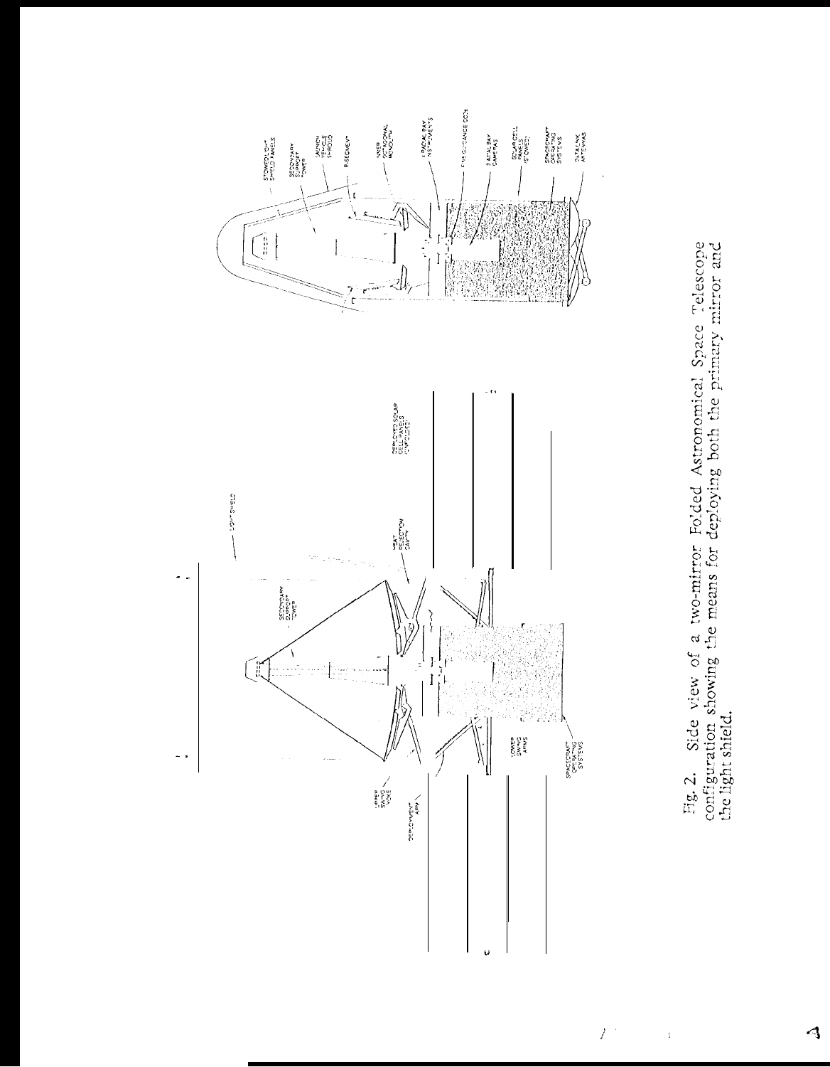Fig. 2. Side view of a two-mirror Folded Astronomical Space Telescope configuration showing the means for deploying both the primary mirror and the light shield.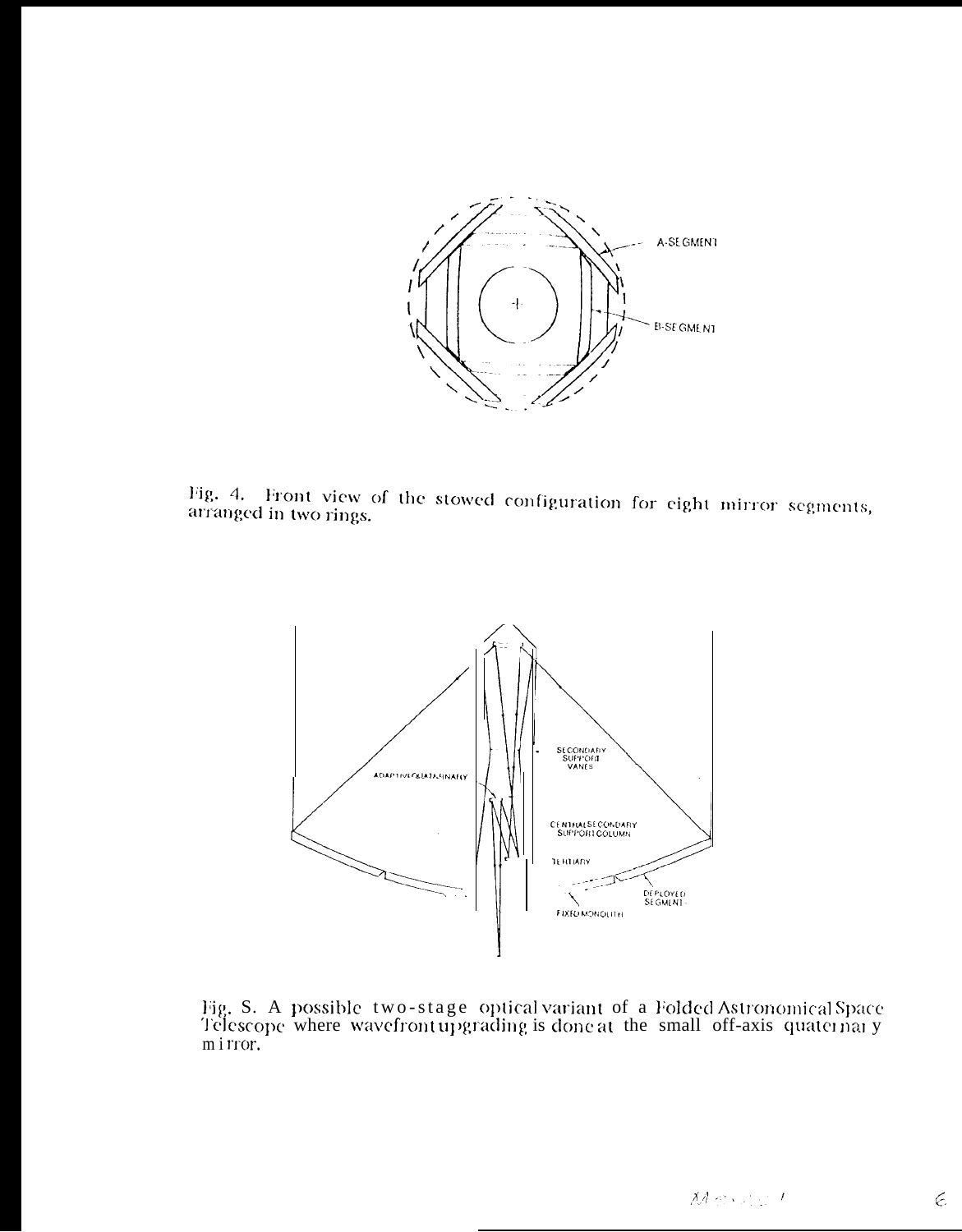Fig. 4. Front view of the stowed configuration for eight mirror segments, arranged in two rings.

Fig. 5. A possible two-stage optical variant of a Folded Astronomical Space Telescope where wavefront upgrading is done at the small off-axis quaternary mirror.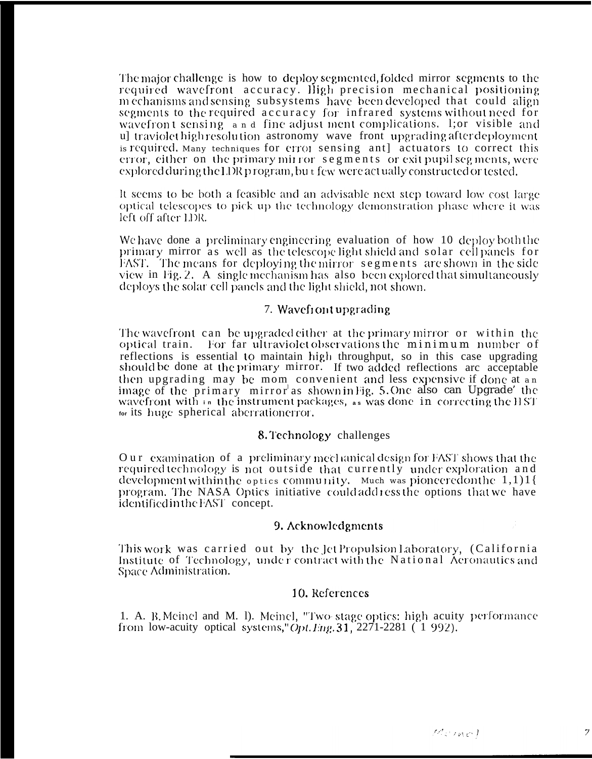The major challenge is how to deploy segmented, folded mirror segments to the required wavefront accuracy. High precision mechanical positioning mechanisms and sensing subsystems have been developed that could align segments to the required accuracy for infrared systems without need for wavefront sensing and fine adjustment complications. For visible and ultraviolet high resolution astronomy wave front upgrading after deployment is required. Many techniques for error sensing and actuators to correct this error, either on the primary mirror segments or exit pupil segments, were explored during the LDR program, but few were actually constructed or tested.

It seems to be both a feasible and an advisable next step toward low cost large optical telescopes to pick up the technology demonstration phase where it was left off after LDR.

We have done a preliminary engineering evaluation of how 10 deploy both the primary mirror as well as the telescope light shield and solar cell panels for FAST. The means for deploying the mirror segments are shown in the side view in Fig. 2. A single mechanism has also been explored that simultaneously deploys the solar cell panels and the light shield, not shown.

## 7. Wavefront upgrading

The wavefront can be upgraded either at the primary mirror or within the optical train. For far ultraviolet observations the minimum number of reflections is essential to maintain high throughput, so in this case upgrading should be done at the primary mirror. If two added reflections are acceptable then upgrading may be more convenient and less expensive if done at an image of the primary mirror as shown in Fig. 5. One also can Upgrade the wavefront within the instrument packages, as was done in correcting the HST for its huge spherical aberration error.

## 8. Technology challenges

Our examination of a preliminary mechanical design for FAST shows that the required technology is not outside that currently under exploration and development within the optics community. Much was pioneered on the LDR program. The NASA Optics initiative could address the options that we have identified in the FAST concept.

## 9. Acknowledgments

This work was carried out by the Jet Propulsion Laboratory, (California Institute of Technology, under contract with the National Aeronautics and Space Administration.

## 10. References

1. A. B. Meinel and M. P. Meinel, "Two-stage optics: high acuity performance from low-acuity optical systems," *Opt. Eng.* **31**, 2271-2281 (1992).